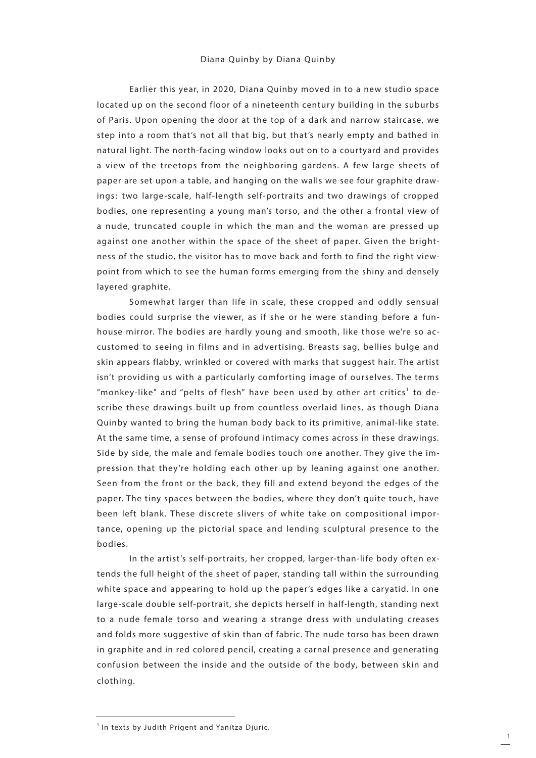# Diana Quinby by Diana Quinby

Earlier this year, in 2020, Diana Quinby moved in to a new studio space located up on the second floor of a nineteenth century building in the suburbs of Paris. Upon opening the door at the top of a dark and narrow staircase, we step into a room that's not all that big, but that's nearly empty and bathed in natural light. The north-facing window looks out on to a courtyard and provides a view of the treetops from the neighboring gardens. A few large sheets of paper are set upon a table, and hanging on the walls we see four graphite drawings: two large-scale, half-length self-portraits and two drawings of cropped bodies, one representing a young man's torso, and the other a frontal view of a nude, truncated couple in which the man and the woman are pressed up against one another within the space of the sheet of paper. Given the brightness of the studio, the visitor has to move back and forth to find the right viewpoint from which to see the human forms emerging from the shiny and densely layered graphite.

Somewhat larger than life in scale, these cropped and oddly sensual bodies could surprise the viewer, as if she or he were standing before a funhouse mirror. The bodies are hardly young and smooth, like those we're so accustomed to seeing in films and in advertising. Breasts sag, bellies bulge and skin appears flabby, wrinkled or covered with marks that suggest hair. The artist isn't providing us with a particularly comforting image of ourselves. The terms "monkey-like" and "pelts of flesh" have been used by other art critics[1] to describe these drawings built up from countless overlaid lines, as though Diana Quinby wanted to bring the human body back to its primitive, animal-like state. At the same time, a sense of profound intimacy comes across in these drawings. Side by side, the male and female bodies touch one another. They give the impression that they're holding each other up by leaning against one another. Seen from the front or the back, they fill and extend beyond the edges of the paper. The tiny spaces between the bodies, where they don't quite touch, have been left blank. These discrete slivers of white take on compositional importance, opening up the pictorial space and lending sculptural presence to the bodies.

In the artist's self-portraits, her cropped, larger-than-life body often extends the full height of the sheet of paper, standing tall within the surrounding white space and appearing to hold up the paper's edges like a caryatid. In one large-scale double self-portrait, she depicts herself in half-length, standing next to a nude female torso and wearing a strange dress with undulating creases and folds more suggestive of skin than of fabric. The nude torso has been drawn in graphite and in red colored pencil, creating a carnal presence and generating confusion between the inside and the outside of the body, between skin and clothing.

---

[1] In texts by Judith Prigent and Yanitza Djuric.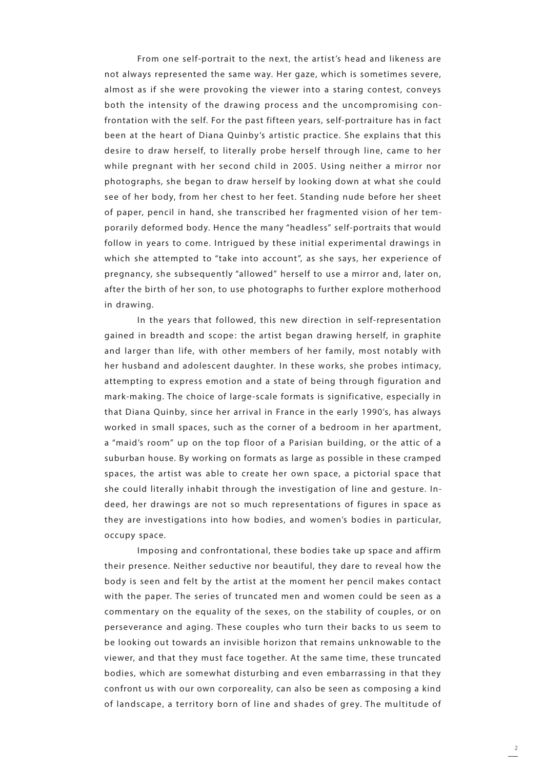From one self-portrait to the next, the artist's head and likeness are not always represented the same way. Her gaze, which is sometimes severe, almost as if she were provoking the viewer into a staring contest, conveys both the intensity of the drawing process and the uncompromising confrontation with the self. For the past fifteen years, self-portraiture has in fact been at the heart of Diana Quinby's artistic practice. She explains that this desire to draw herself, to literally probe herself through line, came to her while pregnant with her second child in 2005. Using neither a mirror nor photographs, she began to draw herself by looking down at what she could see of her body, from her chest to her feet. Standing nude before her sheet of paper, pencil in hand, she transcribed her fragmented vision of her temporarily deformed body. Hence the many "headless" self-portraits that would follow in years to come. Intrigued by these initial experimental drawings in which she attempted to "take into account", as she says, her experience of pregnancy, she subsequently "allowed" herself to use a mirror and, later on, after the birth of her son, to use photographs to further explore motherhood in drawing.

In the years that followed, this new direction in self-representation gained in breadth and scope: the artist began drawing herself, in graphite and larger than life, with other members of her family, most notably with her husband and adolescent daughter. In these works, she probes intimacy, attempting to express emotion and a state of being through figuration and mark-making. The choice of large-scale formats is significative, especially in that Diana Quinby, since her arrival in France in the early 1990's, has always worked in small spaces, such as the corner of a bedroom in her apartment, a "maid's room" up on the top floor of a Parisian building, or the attic of a suburban house. By working on formats as large as possible in these cramped spaces, the artist was able to create her own space, a pictorial space that she could literally inhabit through the investigation of line and gesture. Indeed, her drawings are not so much representations of figures in space as they are investigations into how bodies, and women's bodies in particular, occupy space.

Imposing and confrontational, these bodies take up space and affirm their presence. Neither seductive nor beautiful, they dare to reveal how the body is seen and felt by the artist at the moment her pencil makes contact with the paper. The series of truncated men and women could be seen as a commentary on the equality of the sexes, on the stability of couples, or on perseverance and aging. These couples who turn their backs to us seem to be looking out towards an invisible horizon that remains unknowable to the viewer, and that they must face together. At the same time, these truncated bodies, which are somewhat disturbing and even embarrassing in that they confront us with our own corporeality, can also be seen as composing a kind of landscape, a territory born of line and shades of grey. The multitude of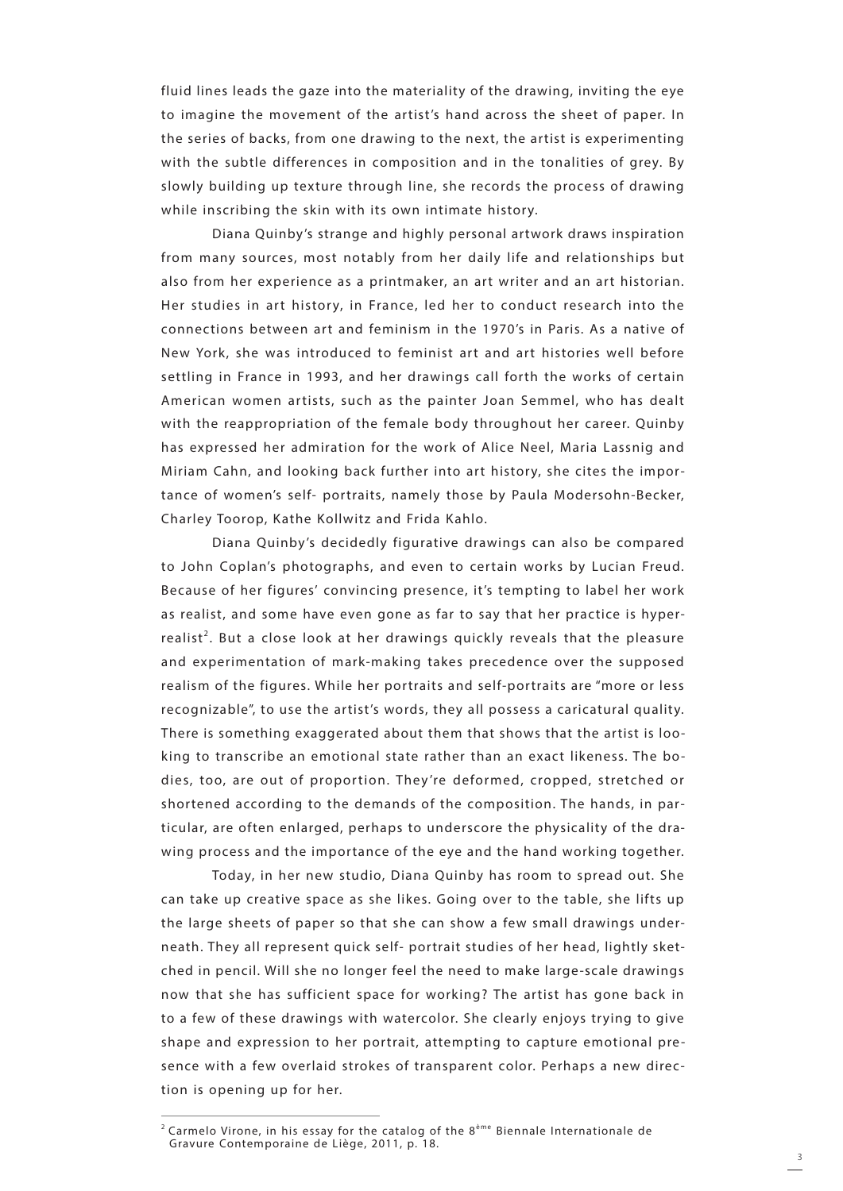fluid lines leads the gaze into the materiality of the drawing, inviting the eye to imagine the movement of the artist's hand across the sheet of paper. In the series of backs, from one drawing to the next, the artist is experimenting with the subtle differences in composition and in the tonalities of grey. By slowly building up texture through line, she records the process of drawing while inscribing the skin with its own intimate history.

Diana Quinby's strange and highly personal artwork draws inspiration from many sources, most notably from her daily life and relationships but also from her experience as a printmaker, an art writer and an art historian. Her studies in art history, in France, led her to conduct research into the connections between art and feminism in the 1970's in Paris. As a native of New York, she was introduced to feminist art and art histories well before settling in France in 1993, and her drawings call forth the works of certain American women artists, such as the painter Joan Semmel, who has dealt with the reappropriation of the female body throughout her career. Quinby has expressed her admiration for the work of Alice Neel, Maria Lassnig and Miriam Cahn, and looking back further into art history, she cites the importance of women's self- portraits, namely those by Paula Modersohn-Becker, Charley Toorop, Kathe Kollwitz and Frida Kahlo.

Diana Quinby's decidedly figurative drawings can also be compared to John Coplan's photographs, and even to certain works by Lucian Freud. Because of her figures' convincing presence, it's tempting to label her work as realist, and some have even gone as far to say that her practice is hyper-realist[2]. But a close look at her drawings quickly reveals that the pleasure and experimentation of mark-making takes precedence over the supposed realism of the figures. While her portraits and self-portraits are "more or less recognizable", to use the artist's words, they all possess a caricatural quality. There is something exaggerated about them that shows that the artist is looking to transcribe an emotional state rather than an exact likeness. The bodies, too, are out of proportion. They're deformed, cropped, stretched or shortened according to the demands of the composition. The hands, in particular, are often enlarged, perhaps to underscore the physicality of the drawing process and the importance of the eye and the hand working together.

Today, in her new studio, Diana Quinby has room to spread out. She can take up creative space as she likes. Going over to the table, she lifts up the large sheets of paper so that she can show a few small drawings underneath. They all represent quick self- portrait studies of her head, lightly sketched in pencil. Will she no longer feel the need to make large-scale drawings now that she has sufficient space for working? The artist has gone back in to a few of these drawings with watercolor. She clearly enjoys trying to give shape and expression to her portrait, attempting to capture emotional presence with a few overlaid strokes of transparent color. Perhaps a new direction is opening up for her.

---

[2] Carmelo Virone, in his essay for the catalog of the 8ème Biennale Internationale de Gravure Contemporaine de Liège, 2011, p. 18.